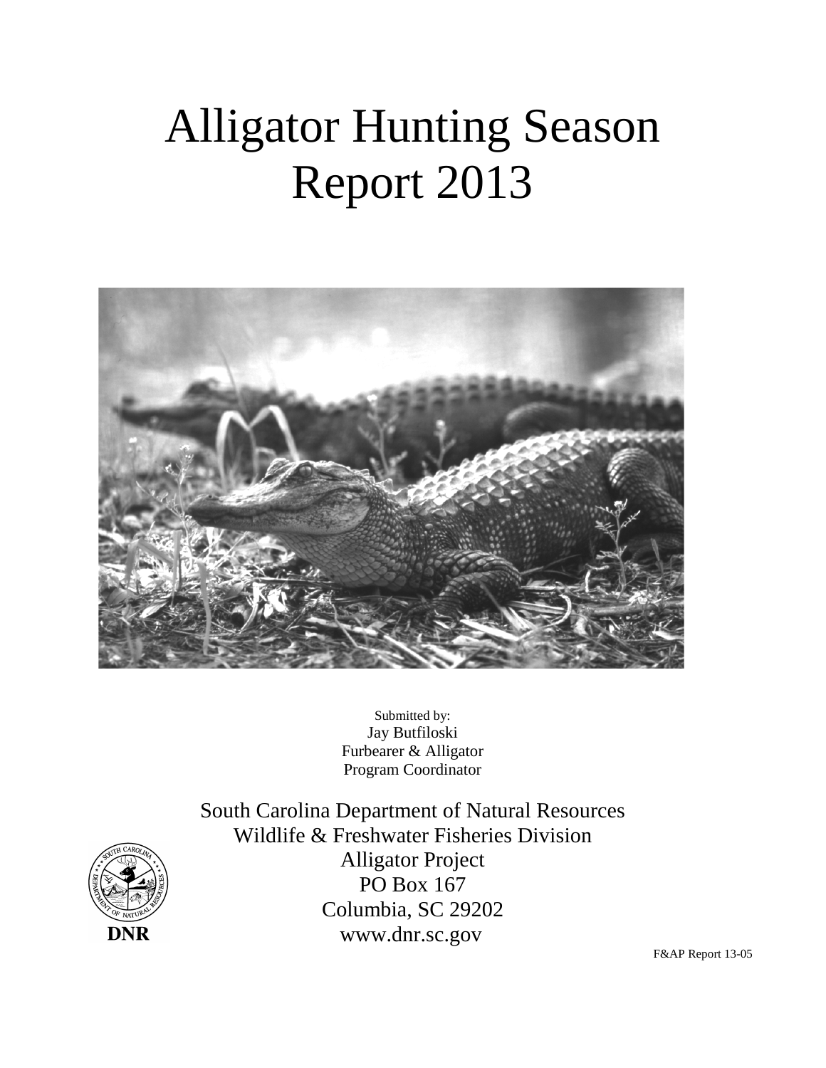# Alligator Hunting Season Report 2013

Submitted by:
Jay Butfiloski
Furbearer & Alligator
Program Coordinator

South Carolina Department of Natural Resources
Wildlife & Freshwater Fisheries Division
Alligator Project
PO Box 167
Columbia, SC 29202
www.dnr.sc.gov

DNR

F&AP Report 13-05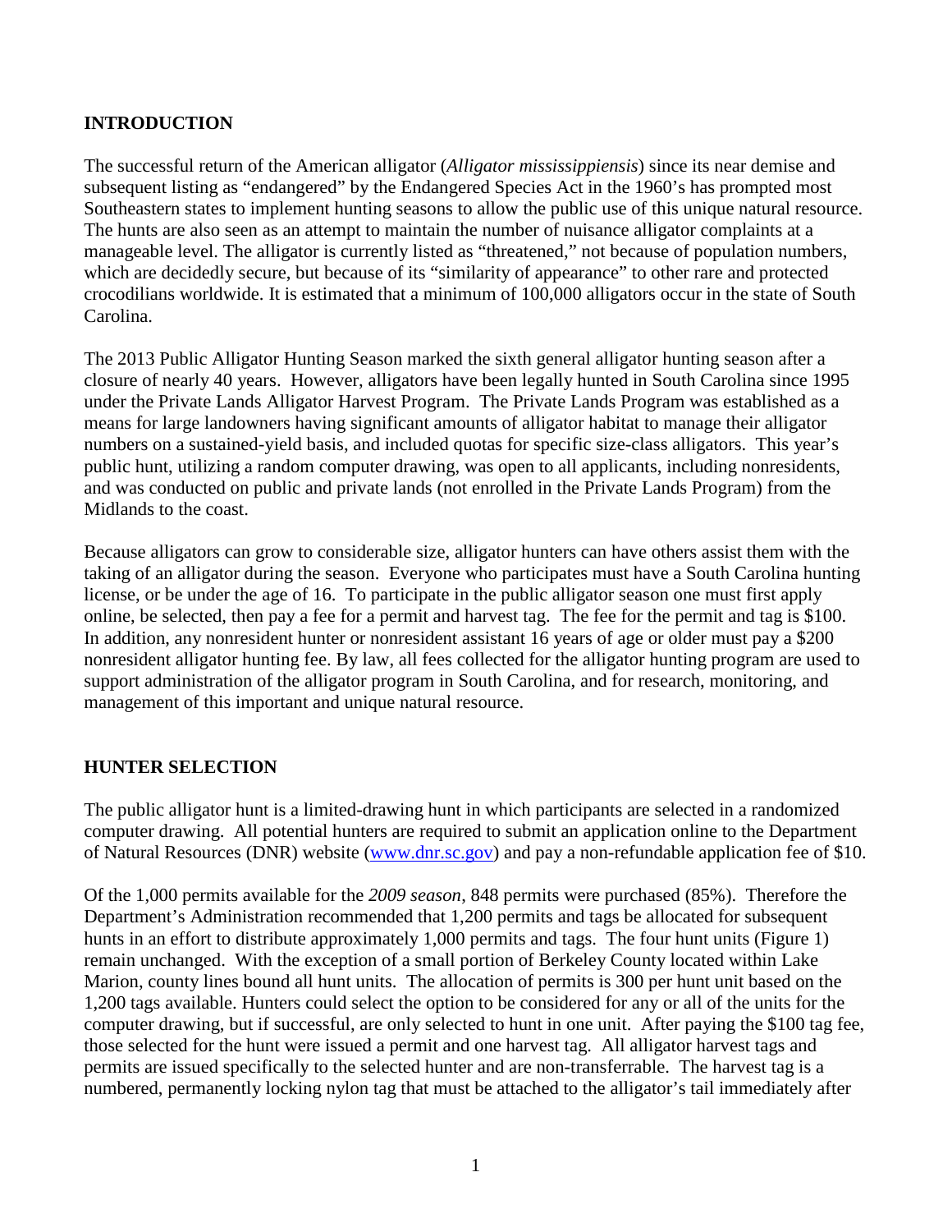## INTRODUCTION

The successful return of the American alligator (*Alligator mississippiensis*) since its near demise and subsequent listing as "endangered" by the Endangered Species Act in the 1960's has prompted most Southeastern states to implement hunting seasons to allow the public use of this unique natural resource. The hunts are also seen as an attempt to maintain the number of nuisance alligator complaints at a manageable level. The alligator is currently listed as "threatened," not because of population numbers, which are decidedly secure, but because of its "similarity of appearance" to other rare and protected crocodilians worldwide. It is estimated that a minimum of 100,000 alligators occur in the state of South Carolina.

The 2013 Public Alligator Hunting Season marked the sixth general alligator hunting season after a closure of nearly 40 years. However, alligators have been legally hunted in South Carolina since 1995 under the Private Lands Alligator Harvest Program. The Private Lands Program was established as a means for large landowners having significant amounts of alligator habitat to manage their alligator numbers on a sustained-yield basis, and included quotas for specific size-class alligators. This year's public hunt, utilizing a random computer drawing, was open to all applicants, including nonresidents, and was conducted on public and private lands (not enrolled in the Private Lands Program) from the Midlands to the coast.

Because alligators can grow to considerable size, alligator hunters can have others assist them with the taking of an alligator during the season. Everyone who participates must have a South Carolina hunting license, or be under the age of 16. To participate in the public alligator season one must first apply online, be selected, then pay a fee for a permit and harvest tag. The fee for the permit and tag is $100. In addition, any nonresident hunter or nonresident assistant 16 years of age or older must pay a $200 nonresident alligator hunting fee. By law, all fees collected for the alligator hunting program are used to support administration of the alligator program in South Carolina, and for research, monitoring, and management of this important and unique natural resource.

## HUNTER SELECTION

The public alligator hunt is a limited-drawing hunt in which participants are selected in a randomized computer drawing. All potential hunters are required to submit an application online to the Department of Natural Resources (DNR) website ([www.dnr.sc.gov](http://www.dnr.sc.gov)) and pay a non-refundable application fee of $10.

Of the 1,000 permits available for the *2009 season*, 848 permits were purchased (85%). Therefore the Department's Administration recommended that 1,200 permits and tags be allocated for subsequent hunts in an effort to distribute approximately 1,000 permits and tags. The four hunt units (Figure 1) remain unchanged. With the exception of a small portion of Berkeley County located within Lake Marion, county lines bound all hunt units. The allocation of permits is 300 per hunt unit based on the 1,200 tags available. Hunters could select the option to be considered for any or all of the units for the computer drawing, but if successful, are only selected to hunt in one unit. After paying the $100 tag fee, those selected for the hunt were issued a permit and one harvest tag. All alligator harvest tags and permits are issued specifically to the selected hunter and are non-transferrable. The harvest tag is a numbered, permanently locking nylon tag that must be attached to the alligator's tail immediately after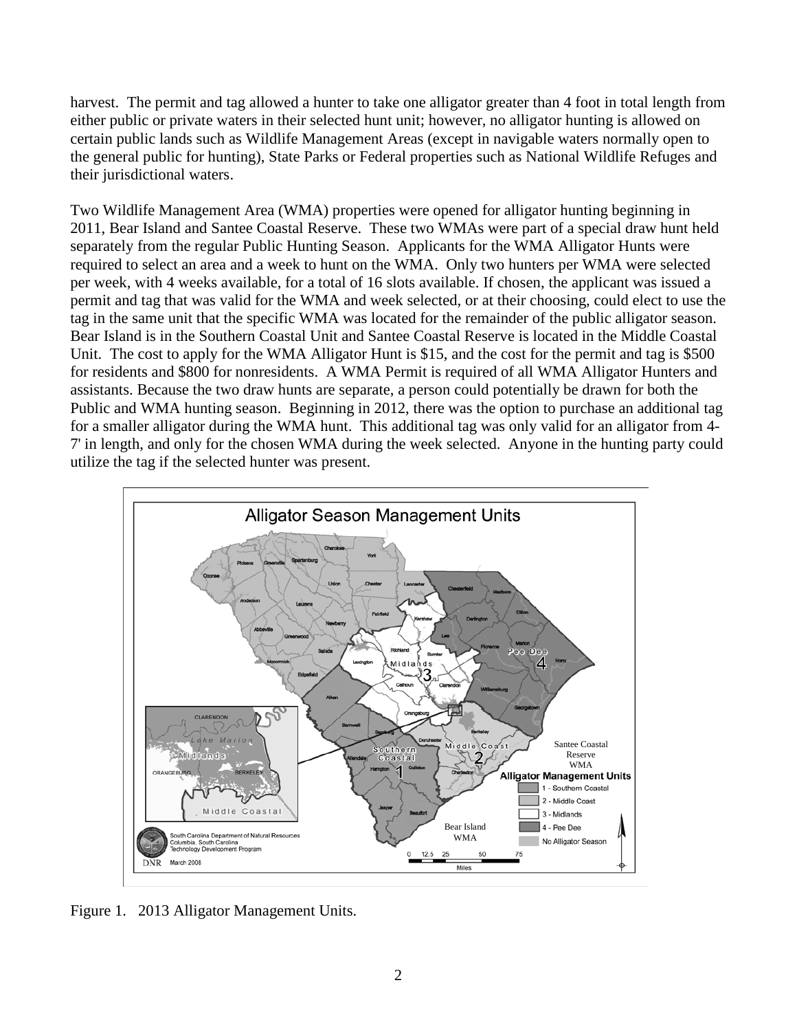harvest. The permit and tag allowed a hunter to take one alligator greater than 4 foot in total length from either public or private waters in their selected hunt unit; however, no alligator hunting is allowed on certain public lands such as Wildlife Management Areas (except in navigable waters normally open to the general public for hunting), State Parks or Federal properties such as National Wildlife Refuges and their jurisdictional waters.

Two Wildlife Management Area (WMA) properties were opened for alligator hunting beginning in 2011, Bear Island and Santee Coastal Reserve. These two WMAs were part of a special draw hunt held separately from the regular Public Hunting Season. Applicants for the WMA Alligator Hunts were required to select an area and a week to hunt on the WMA. Only two hunters per WMA were selected per week, with 4 weeks available, for a total of 16 slots available. If chosen, the applicant was issued a permit and tag that was valid for the WMA and week selected, or at their choosing, could elect to use the tag in the same unit that the specific WMA was located for the remainder of the public alligator season. Bear Island is in the Southern Coastal Unit and Santee Coastal Reserve is located in the Middle Coastal Unit. The cost to apply for the WMA Alligator Hunt is $15, and the cost for the permit and tag is $500 for residents and $800 for nonresidents. A WMA Permit is required of all WMA Alligator Hunters and assistants. Because the two draw hunts are separate, a person could potentially be drawn for both the Public and WMA hunting season. Beginning in 2012, there was the option to purchase an additional tag for a smaller alligator during the WMA hunt. This additional tag was only valid for an alligator from 4-7' in length, and only for the chosen WMA during the week selected. Anyone in the hunting party could utilize the tag if the selected hunter was present.

Figure 1. 2013 Alligator Management Units.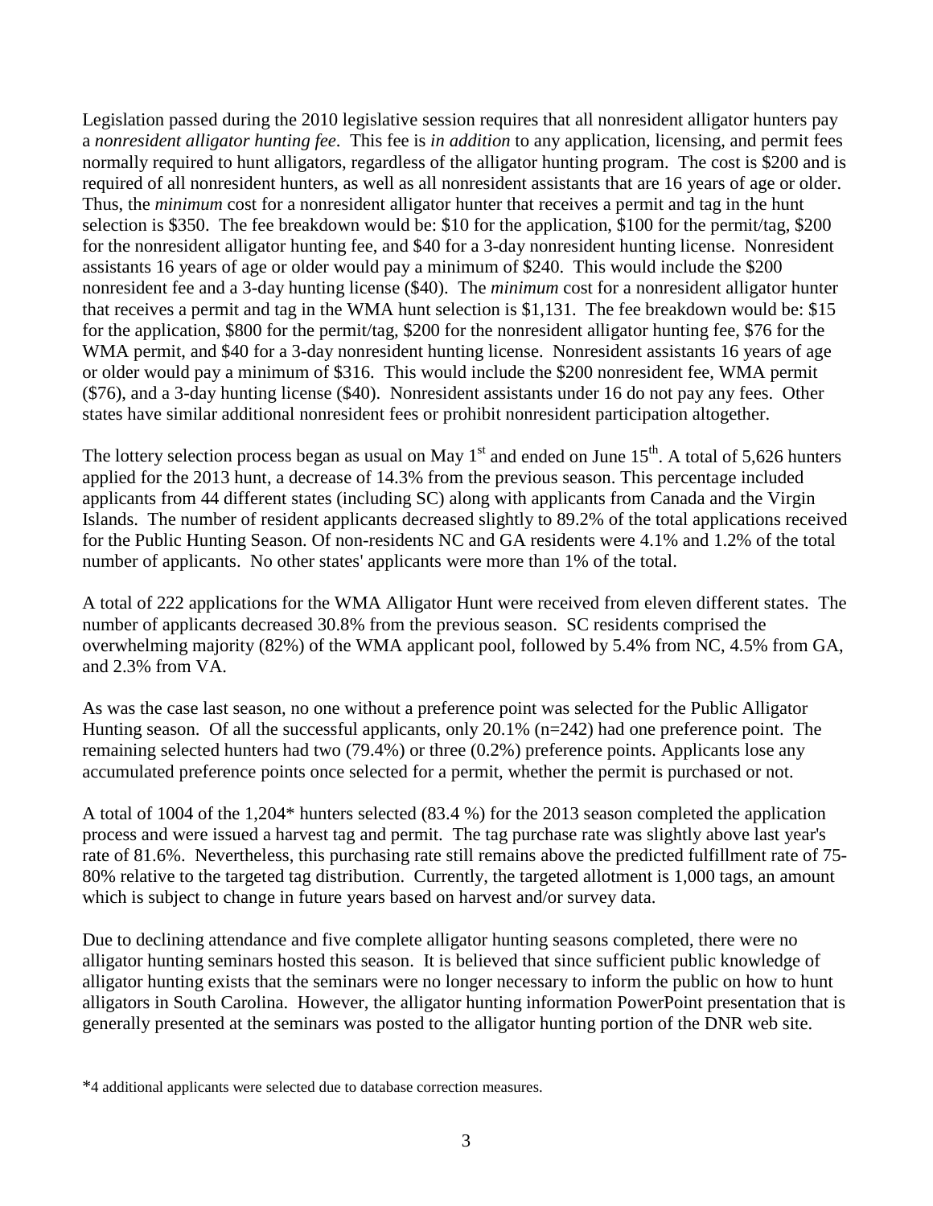Legislation passed during the 2010 legislative session requires that all nonresident alligator hunters pay a *nonresident alligator hunting fee*. This fee is *in addition* to any application, licensing, and permit fees normally required to hunt alligators, regardless of the alligator hunting program. The cost is $200 and is required of all nonresident hunters, as well as all nonresident assistants that are 16 years of age or older. Thus, the *minimum* cost for a nonresident alligator hunter that receives a permit and tag in the hunt selection is $350. The fee breakdown would be: $10 for the application, $100 for the permit/tag, $200 for the nonresident alligator hunting fee, and $40 for a 3-day nonresident hunting license. Nonresident assistants 16 years of age or older would pay a minimum of $240. This would include the $200 nonresident fee and a 3-day hunting license ($40). The *minimum* cost for a nonresident alligator hunter that receives a permit and tag in the WMA hunt selection is $1,131. The fee breakdown would be: $15 for the application, $800 for the permit/tag, $200 for the nonresident alligator hunting fee, $76 for the WMA permit, and $40 for a 3-day nonresident hunting license. Nonresident assistants 16 years of age or older would pay a minimum of $316. This would include the $200 nonresident fee, WMA permit ($76), and a 3-day hunting license ($40). Nonresident assistants under 16 do not pay any fees. Other states have similar additional nonresident fees or prohibit nonresident participation altogether.

The lottery selection process began as usual on May 1st and ended on June 15th. A total of 5,626 hunters applied for the 2013 hunt, a decrease of 14.3% from the previous season. This percentage included applicants from 44 different states (including SC) along with applicants from Canada and the Virgin Islands. The number of resident applicants decreased slightly to 89.2% of the total applications received for the Public Hunting Season. Of non-residents NC and GA residents were 4.1% and 1.2% of the total number of applicants. No other states' applicants were more than 1% of the total.

A total of 222 applications for the WMA Alligator Hunt were received from eleven different states. The number of applicants decreased 30.8% from the previous season. SC residents comprised the overwhelming majority (82%) of the WMA applicant pool, followed by 5.4% from NC, 4.5% from GA, and 2.3% from VA.

As was the case last season, no one without a preference point was selected for the Public Alligator Hunting season. Of all the successful applicants, only 20.1% (n=242) had one preference point. The remaining selected hunters had two (79.4%) or three (0.2%) preference points. Applicants lose any accumulated preference points once selected for a permit, whether the permit is purchased or not.

A total of 1004 of the 1,204* hunters selected (83.4 %) for the 2013 season completed the application process and were issued a harvest tag and permit. The tag purchase rate was slightly above last year's rate of 81.6%. Nevertheless, this purchasing rate still remains above the predicted fulfillment rate of 75-80% relative to the targeted tag distribution. Currently, the targeted allotment is 1,000 tags, an amount which is subject to change in future years based on harvest and/or survey data.

Due to declining attendance and five complete alligator hunting seasons completed, there were no alligator hunting seminars hosted this season. It is believed that since sufficient public knowledge of alligator hunting exists that the seminars were no longer necessary to inform the public on how to hunt alligators in South Carolina. However, the alligator hunting information PowerPoint presentation that is generally presented at the seminars was posted to the alligator hunting portion of the DNR web site.

*4 additional applicants were selected due to database correction measures.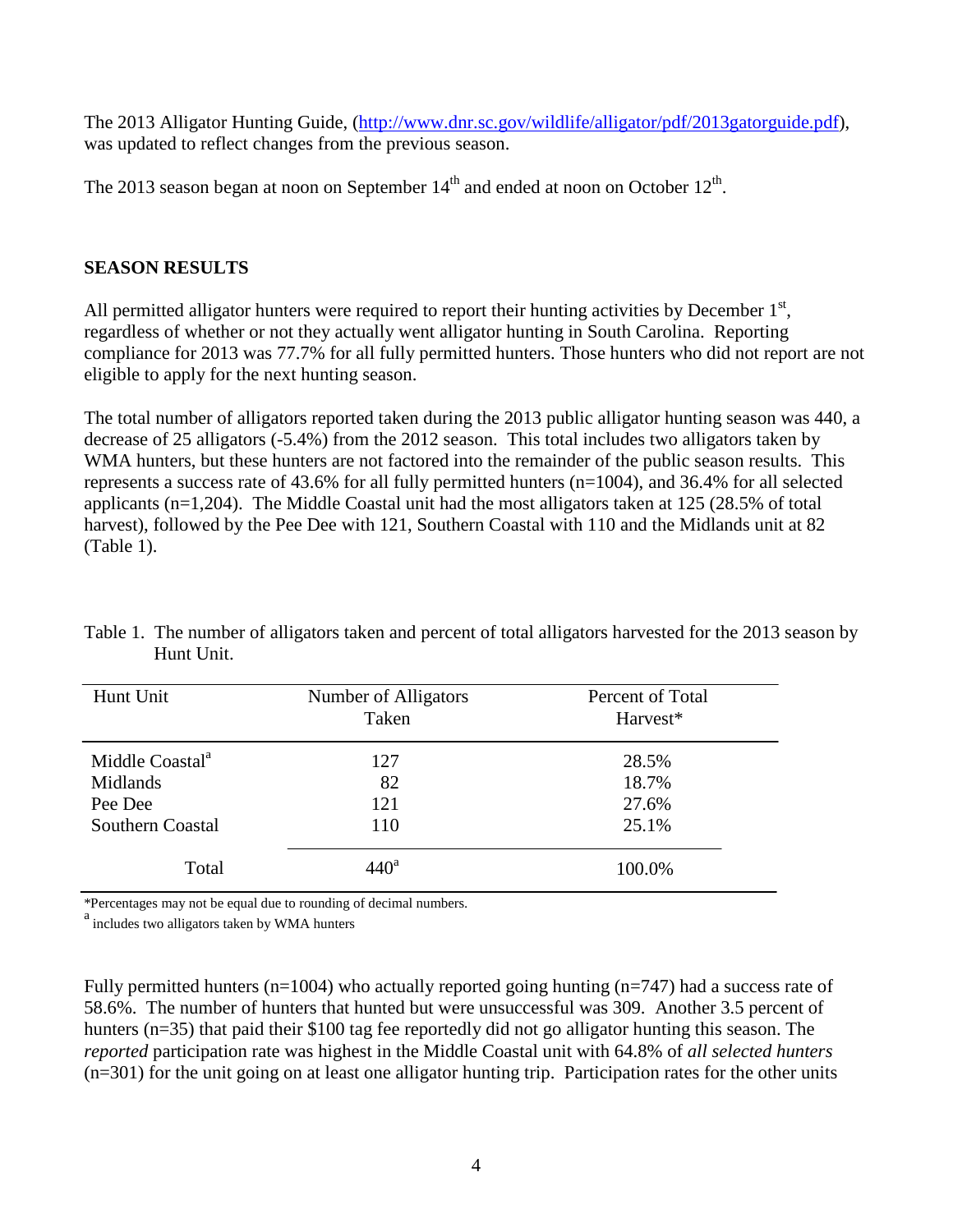The 2013 Alligator Hunting Guide, (http://www.dnr.sc.gov/wildlife/alligator/pdf/2013gatorguide.pdf), was updated to reflect changes from the previous season.

The 2013 season began at noon on September 14th and ended at noon on October 12th.

## SEASON RESULTS

All permitted alligator hunters were required to report their hunting activities by December 1st, regardless of whether or not they actually went alligator hunting in South Carolina. Reporting compliance for 2013 was 77.7% for all fully permitted hunters. Those hunters who did not report are not eligible to apply for the next hunting season.

The total number of alligators reported taken during the 2013 public alligator hunting season was 440, a decrease of 25 alligators (-5.4%) from the 2012 season. This total includes two alligators taken by WMA hunters, but these hunters are not factored into the remainder of the public season results. This represents a success rate of 43.6% for all fully permitted hunters (n=1004), and 36.4% for all selected applicants (n=1,204). The Middle Coastal unit had the most alligators taken at 125 (28.5% of total harvest), followed by the Pee Dee with 121, Southern Coastal with 110 and the Midlands unit at 82 (Table 1).

Table 1. The number of alligators taken and percent of total alligators harvested for the 2013 season by Hunt Unit.

| Hunt Unit | Number of Alligators Taken | Percent of Total Harvest* |
|---|---|---|
| Middle Coastal[a] | 127 | 28.5% |
| Midlands | 82 | 18.7% |
| Pee Dee | 121 | 27.6% |
| Southern Coastal | 110 | 25.1% |
| Total | 440[a] | 100.0% |

*Percentages may not be equal due to rounding of decimal numbers.

[a] includes two alligators taken by WMA hunters

Fully permitted hunters (n=1004) who actually reported going hunting (n=747) had a success rate of 58.6%. The number of hunters that hunted but were unsuccessful was 309. Another 3.5 percent of hunters (n=35) that paid their $100 tag fee reportedly did not go alligator hunting this season. The *reported* participation rate was highest in the Middle Coastal unit with 64.8% of *all selected hunters* (n=301) for the unit going on at least one alligator hunting trip. Participation rates for the other units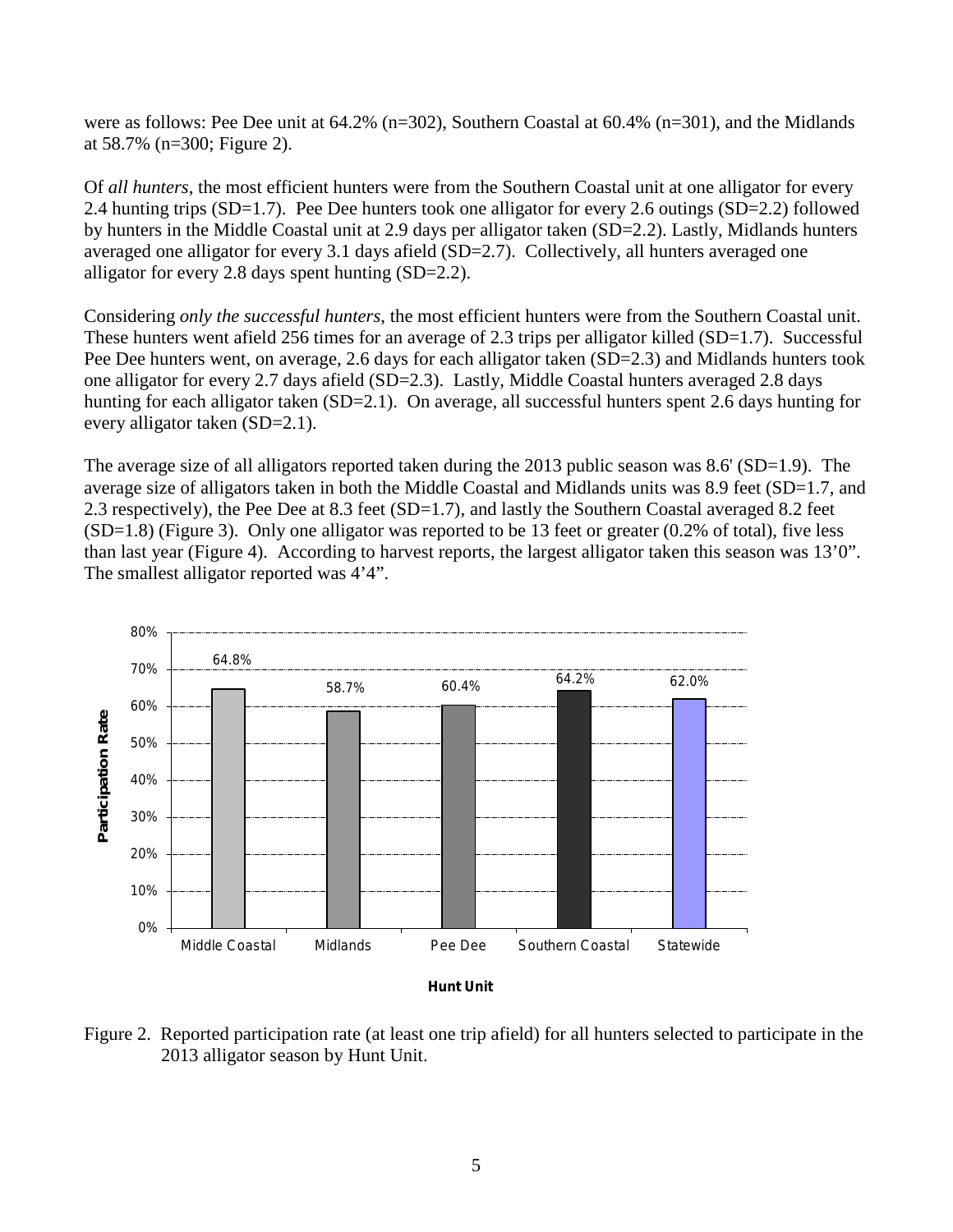were as follows: Pee Dee unit at 64.2% (n=302), Southern Coastal at 60.4% (n=301), and the Midlands at 58.7% (n=300; Figure 2).

Of *all hunters*, the most efficient hunters were from the Southern Coastal unit at one alligator for every 2.4 hunting trips (SD=1.7). Pee Dee hunters took one alligator for every 2.6 outings (SD=2.2) followed by hunters in the Middle Coastal unit at 2.9 days per alligator taken (SD=2.2). Lastly, Midlands hunters averaged one alligator for every 3.1 days afield (SD=2.7). Collectively, all hunters averaged one alligator for every 2.8 days spent hunting (SD=2.2).

Considering *only the successful hunters*, the most efficient hunters were from the Southern Coastal unit. These hunters went afield 256 times for an average of 2.3 trips per alligator killed (SD=1.7). Successful Pee Dee hunters went, on average, 2.6 days for each alligator taken (SD=2.3) and Midlands hunters took one alligator for every 2.7 days afield (SD=2.3). Lastly, Middle Coastal hunters averaged 2.8 days hunting for each alligator taken (SD=2.1). On average, all successful hunters spent 2.6 days hunting for every alligator taken (SD=2.1).

The average size of all alligators reported taken during the 2013 public season was 8.6' (SD=1.9). The average size of alligators taken in both the Middle Coastal and Midlands units was 8.9 feet (SD=1.7, and 2.3 respectively), the Pee Dee at 8.3 feet (SD=1.7), and lastly the Southern Coastal averaged 8.2 feet (SD=1.8) (Figure 3). Only one alligator was reported to be 13 feet or greater (0.2% of total), five less than last year (Figure 4). According to harvest reports, the largest alligator taken this season was 13'0". The smallest alligator reported was 4'4".

| Hunt Unit | Participation Rate |
|---|---|
| Middle Coastal | 64.8% |
| Midlands | 58.7% |
| Pee Dee | 60.4% |
| Southern Coastal | 64.2% |
| Statewide | 62.0% |

Figure 2. Reported participation rate (at least one trip afield) for all hunters selected to participate in the 2013 alligator season by Hunt Unit.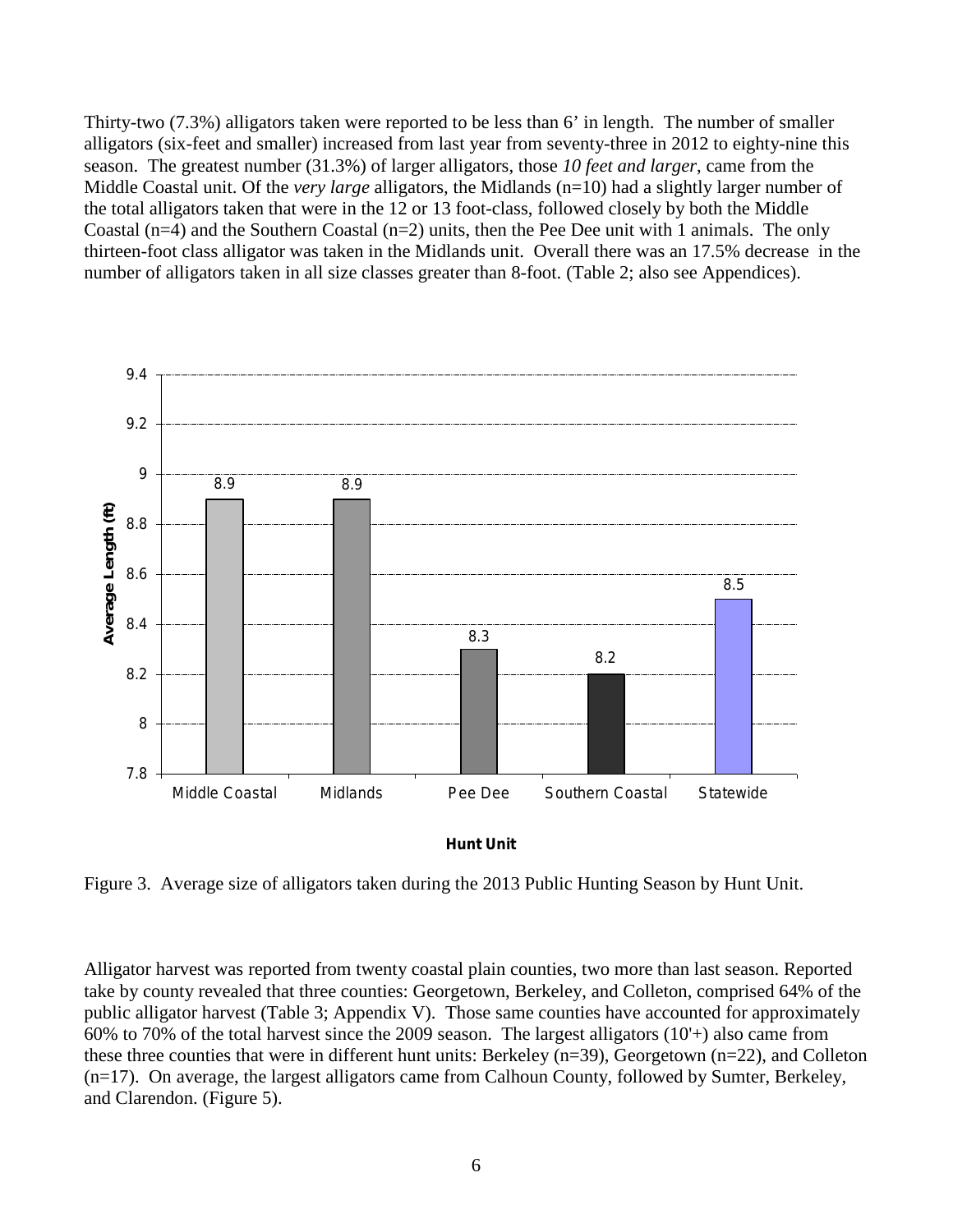Thirty-two (7.3%) alligators taken were reported to be less than 6' in length. The number of smaller alligators (six-feet and smaller) increased from last year from seventy-three in 2012 to eighty-nine this season. The greatest number (31.3%) of larger alligators, those *10 feet and larger*, came from the Middle Coastal unit. Of the *very large* alligators, the Midlands (n=10) had a slightly larger number of the total alligators taken that were in the 12 or 13 foot-class, followed closely by both the Middle Coastal (n=4) and the Southern Coastal (n=2) units, then the Pee Dee unit with 1 animals. The only thirteen-foot class alligator was taken in the Midlands unit. Overall there was an 17.5% decrease in the number of alligators taken in all size classes greater than 8-foot. (Table 2; also see Appendices).

| Hunt Unit | Average Length (ft) |
| --- | --- |
| Middle Coastal | 8.9 |
| Midlands | 8.9 |
| Pee Dee | 8.3 |
| Southern Coastal | 8.2 |
| Statewide | 8.5 |

Figure 3. Average size of alligators taken during the 2013 Public Hunting Season by Hunt Unit.

Alligator harvest was reported from twenty coastal plain counties, two more than last season. Reported take by county revealed that three counties: Georgetown, Berkeley, and Colleton, comprised 64% of the public alligator harvest (Table 3; Appendix V). Those same counties have accounted for approximately 60% to 70% of the total harvest since the 2009 season. The largest alligators (10'+) also came from these three counties that were in different hunt units: Berkeley (n=39), Georgetown (n=22), and Colleton (n=17). On average, the largest alligators came from Calhoun County, followed by Sumter, Berkeley, and Clarendon. (Figure 5).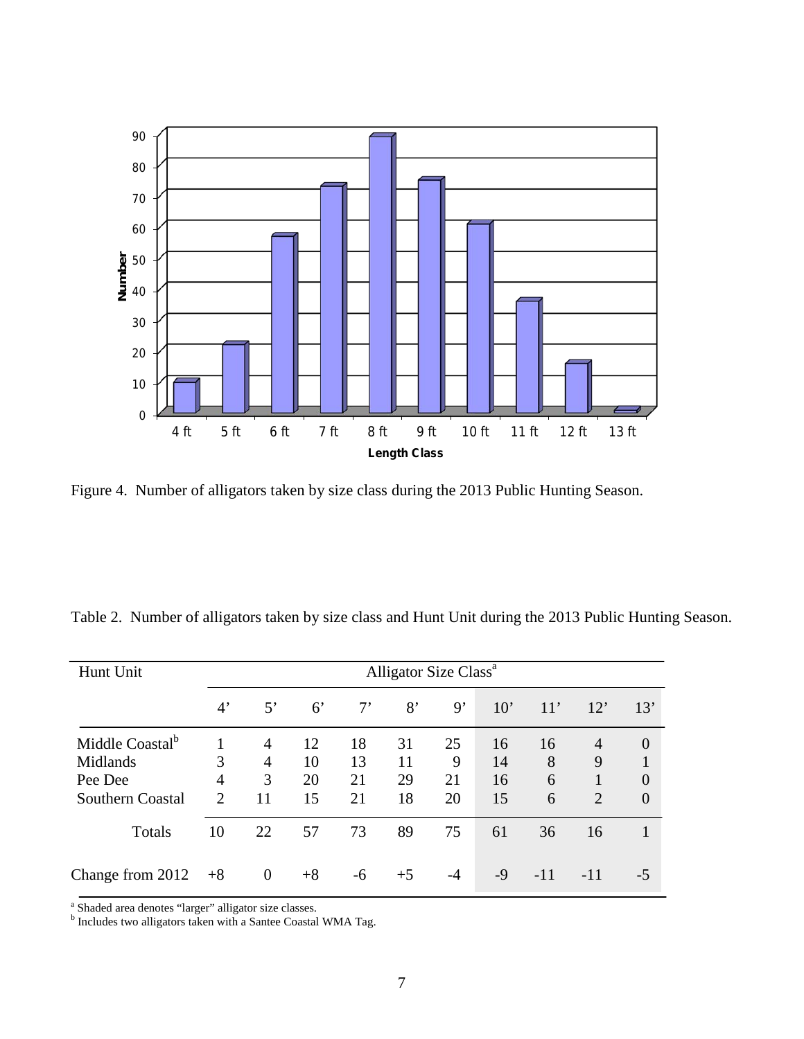Figure 4. Number of alligators taken by size class during the 2013 Public Hunting Season.

Table 2. Number of alligators taken by size class and Hunt Unit during the 2013 Public Hunting Season.

| Hunt Unit | Alligator Size Class[a] | | | | | | | | | |
|---|---|---|---|---|---|---|---|---|---|---|
| | 4’ | 5’ | 6’ | 7’ | 8’ | 9’ | 10’ | 11’ | 12’ | 13’ |
| Middle Coastal[b] | 1 | 4 | 12 | 18 | 31 | 25 | 16 | 16 | 4 | 0 |
| Midlands | 3 | 4 | 10 | 13 | 11 | 9 | 14 | 8 | 9 | 1 |
| Pee Dee | 4 | 3 | 20 | 21 | 29 | 21 | 16 | 6 | 1 | 0 |
| Southern Coastal | 2 | 11 | 15 | 21 | 18 | 20 | 15 | 6 | 2 | 0 |
| Totals | 10 | 22 | 57 | 73 | 89 | 75 | 61 | 36 | 16 | 1 |
| Change from 2012 | +8 | 0 | +8 | -6 | +5 | -4 | -9 | -11 | -11 | -5 |

[a] Shaded area denotes “larger” alligator size classes.
[b] Includes two alligators taken with a Santee Coastal WMA Tag.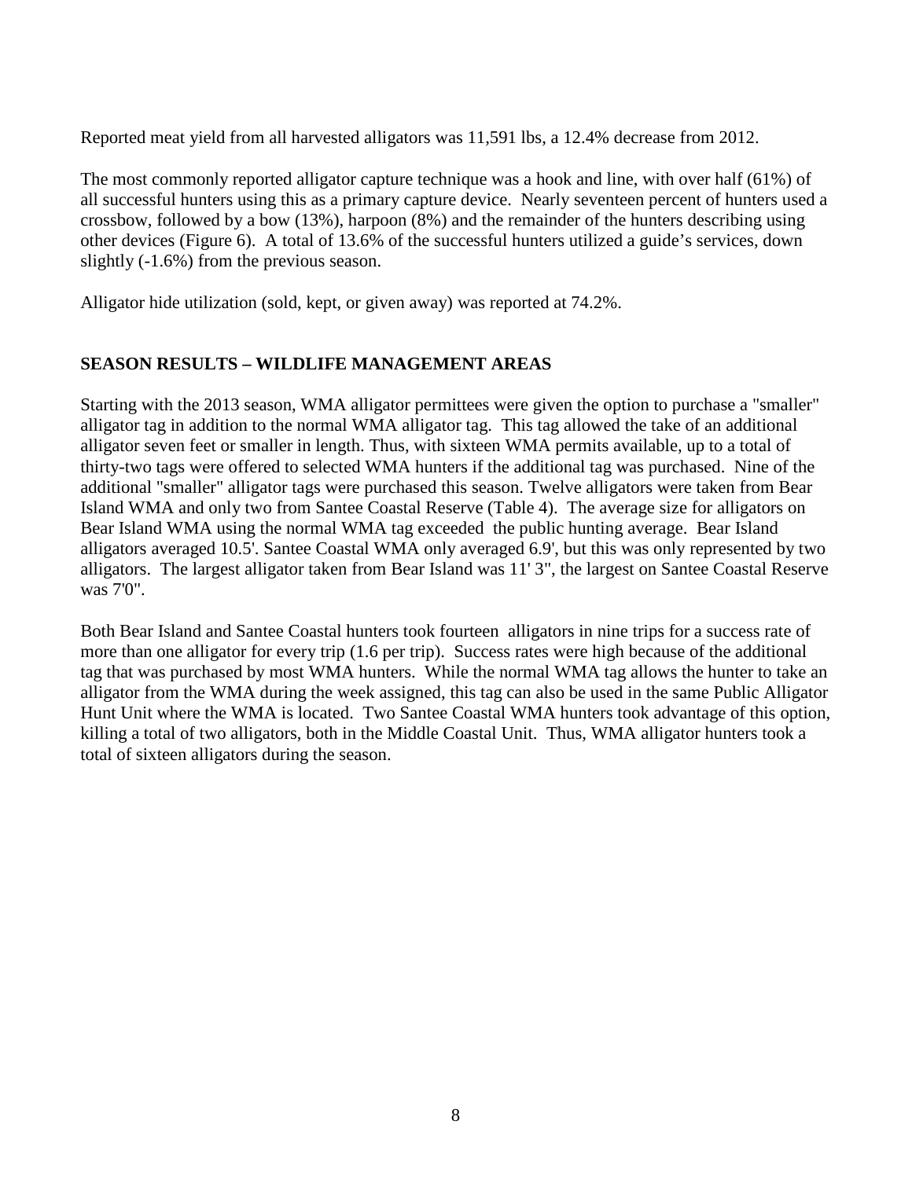Reported meat yield from all harvested alligators was 11,591 lbs, a 12.4% decrease from 2012.

The most commonly reported alligator capture technique was a hook and line, with over half (61%) of all successful hunters using this as a primary capture device. Nearly seventeen percent of hunters used a crossbow, followed by a bow (13%), harpoon (8%) and the remainder of the hunters describing using other devices (Figure 6). A total of 13.6% of the successful hunters utilized a guide's services, down slightly (-1.6%) from the previous season.

Alligator hide utilization (sold, kept, or given away) was reported at 74.2%.

## SEASON RESULTS – WILDLIFE MANAGEMENT AREAS

Starting with the 2013 season, WMA alligator permittees were given the option to purchase a "smaller" alligator tag in addition to the normal WMA alligator tag. This tag allowed the take of an additional alligator seven feet or smaller in length. Thus, with sixteen WMA permits available, up to a total of thirty-two tags were offered to selected WMA hunters if the additional tag was purchased. Nine of the additional "smaller" alligator tags were purchased this season. Twelve alligators were taken from Bear Island WMA and only two from Santee Coastal Reserve (Table 4). The average size for alligators on Bear Island WMA using the normal WMA tag exceeded the public hunting average. Bear Island alligators averaged 10.5'. Santee Coastal WMA only averaged 6.9', but this was only represented by two alligators. The largest alligator taken from Bear Island was 11' 3", the largest on Santee Coastal Reserve was 7'0".

Both Bear Island and Santee Coastal hunters took fourteen alligators in nine trips for a success rate of more than one alligator for every trip (1.6 per trip). Success rates were high because of the additional tag that was purchased by most WMA hunters. While the normal WMA tag allows the hunter to take an alligator from the WMA during the week assigned, this tag can also be used in the same Public Alligator Hunt Unit where the WMA is located. Two Santee Coastal WMA hunters took advantage of this option, killing a total of two alligators, both in the Middle Coastal Unit. Thus, WMA alligator hunters took a total of sixteen alligators during the season.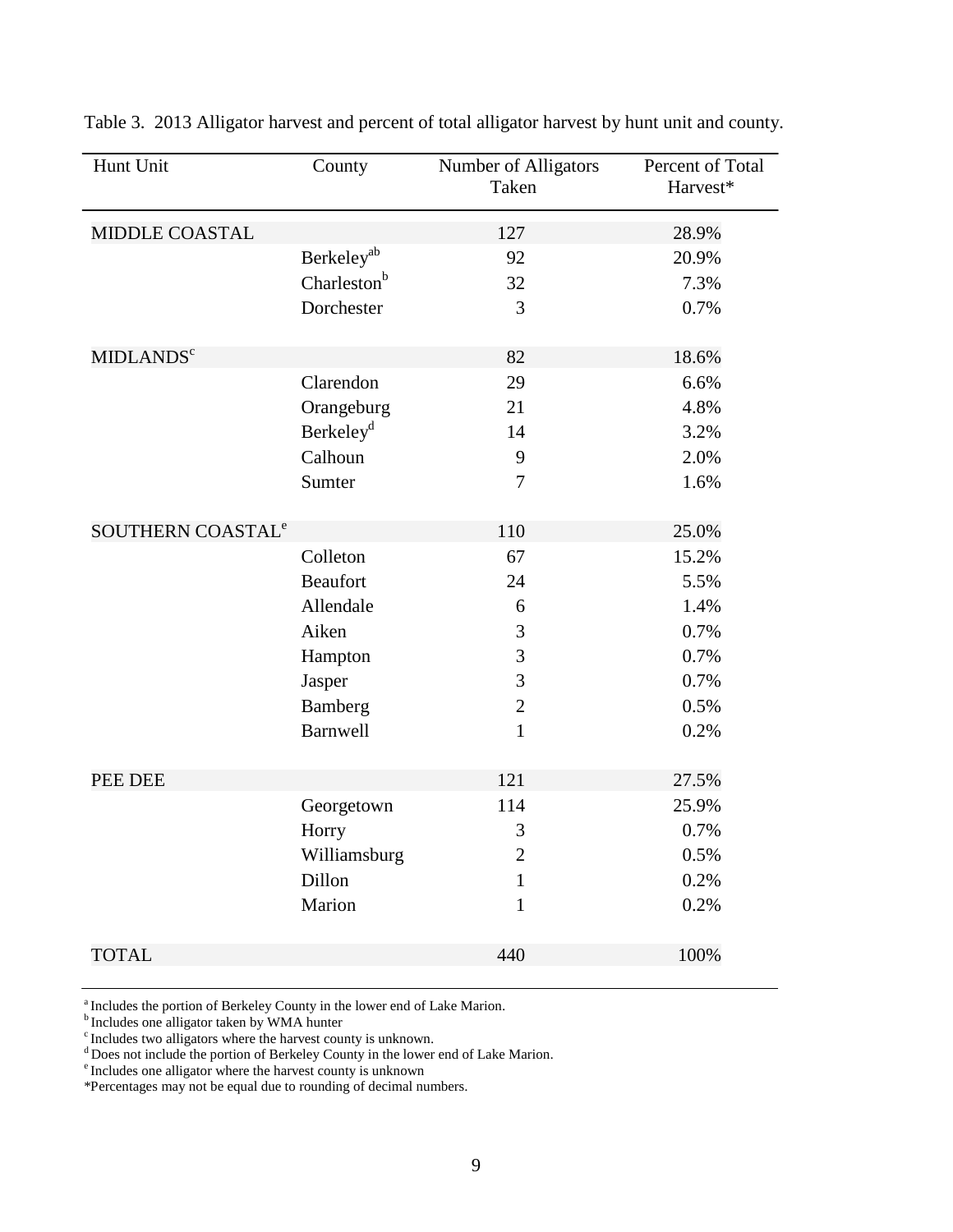Table 3. 2013 Alligator harvest and percent of total alligator harvest by hunt unit and county.

| Hunt Unit | County | Number of Alligators Taken | Percent of Total Harvest* |
|---|---|---|---|
| MIDDLE COASTAL | | 127 | 28.9% |
| | Berkeley[ab] | 92 | 20.9% |
| | Charleston[b] | 32 | 7.3% |
| | Dorchester | 3 | 0.7% |
| MIDLANDS[c] | | 82 | 18.6% |
| | Clarendon | 29 | 6.6% |
| | Orangeburg | 21 | 4.8% |
| | Berkeley[d] | 14 | 3.2% |
| | Calhoun | 9 | 2.0% |
| | Sumter | 7 | 1.6% |
| SOUTHERN COASTAL[e] | | 110 | 25.0% |
| | Colleton | 67 | 15.2% |
| | Beaufort | 24 | 5.5% |
| | Allendale | 6 | 1.4% |
| | Aiken | 3 | 0.7% |
| | Hampton | 3 | 0.7% |
| | Jasper | 3 | 0.7% |
| | Bamberg | 2 | 0.5% |
| | Barnwell | 1 | 0.2% |
| PEE DEE | | 121 | 27.5% |
| | Georgetown | 114 | 25.9% |
| | Horry | 3 | 0.7% |
| | Williamsburg | 2 | 0.5% |
| | Dillon | 1 | 0.2% |
| | Marion | 1 | 0.2% |
| TOTAL | | 440 | 100% |

[a] Includes the portion of Berkeley County in the lower end of Lake Marion.
[b] Includes one alligator taken by WMA hunter
[c] Includes two alligators where the harvest county is unknown.
[d] Does not include the portion of Berkeley County in the lower end of Lake Marion.
[e] Includes one alligator where the harvest county is unknown
*Percentages may not be equal due to rounding of decimal numbers.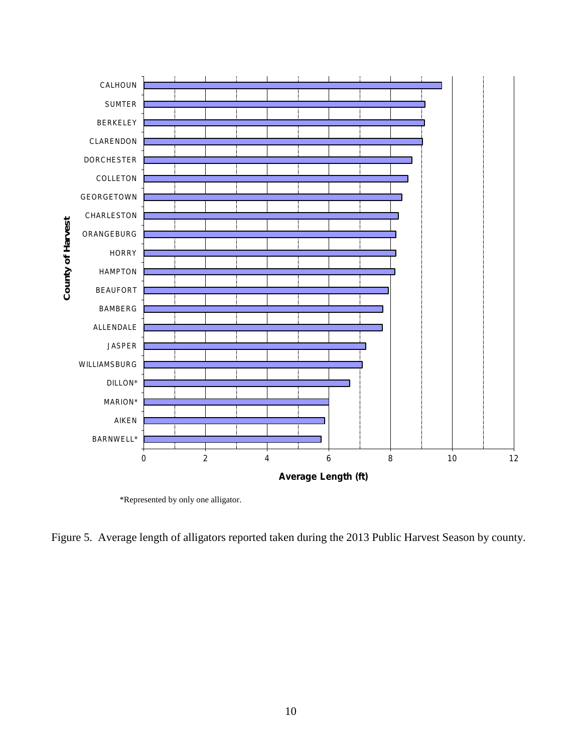*Represented by only one alligator.

Figure 5. Average length of alligators reported taken during the 2013 Public Harvest Season by county.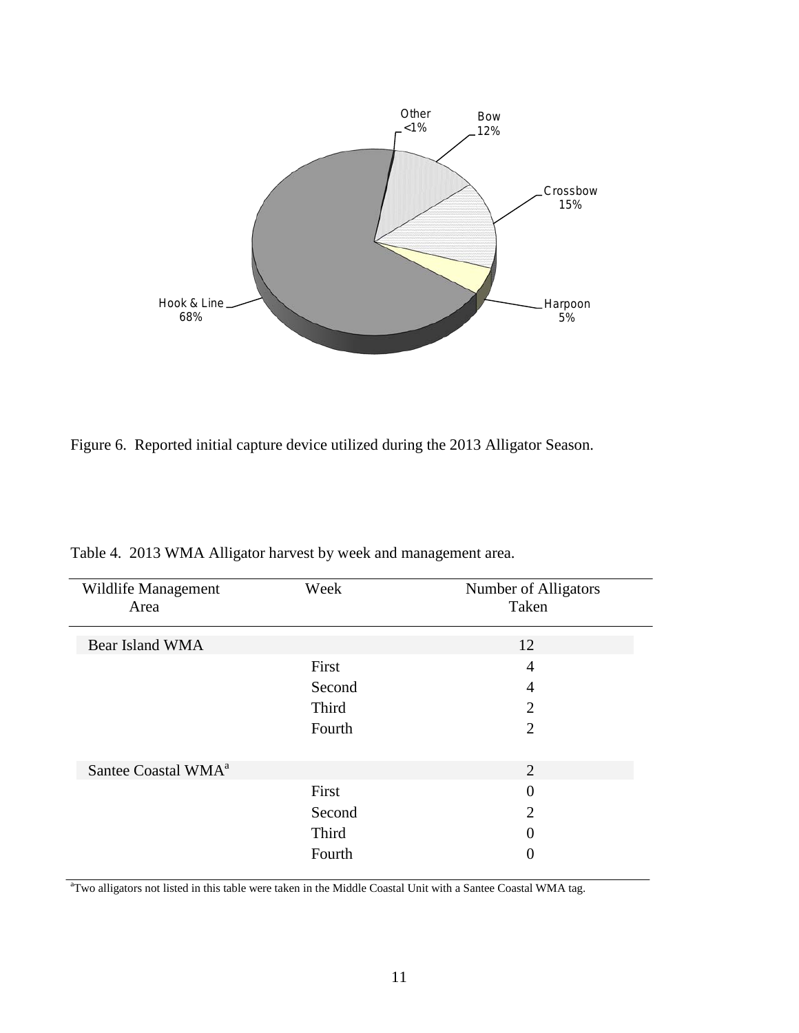Figure 6. Reported initial capture device utilized during the 2013 Alligator Season.

Table 4. 2013 WMA Alligator harvest by week and management area.

| Wildlife Management Area | Week | Number of Alligators Taken |
|---|---|---|
| Bear Island WMA | | 12 |
| | First | 4 |
| | Second | 4 |
| | Third | 2 |
| | Fourth | 2 |
| Santee Coastal WMA[a] | | 2 |
| | First | 0 |
| | Second | 2 |
| | Third | 0 |
| | Fourth | 0 |

[a]Two alligators not listed in this table were taken in the Middle Coastal Unit with a Santee Coastal WMA tag.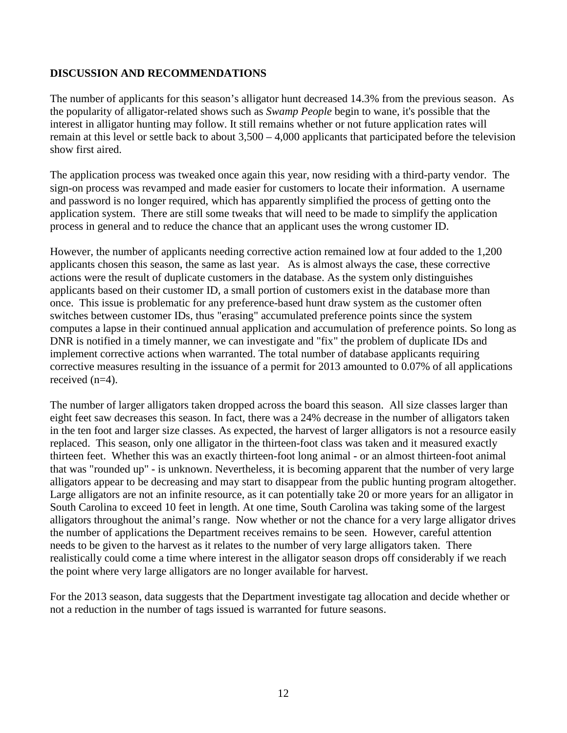**DISCUSSION AND RECOMMENDATIONS**

The number of applicants for this season's alligator hunt decreased 14.3% from the previous season. As the popularity of alligator-related shows such as *Swamp People* begin to wane, it's possible that the interest in alligator hunting may follow. It still remains whether or not future application rates will remain at this level or settle back to about 3,500 – 4,000 applicants that participated before the television show first aired.

The application process was tweaked once again this year, now residing with a third-party vendor. The sign-on process was revamped and made easier for customers to locate their information. A username and password is no longer required, which has apparently simplified the process of getting onto the application system. There are still some tweaks that will need to be made to simplify the application process in general and to reduce the chance that an applicant uses the wrong customer ID.

However, the number of applicants needing corrective action remained low at four added to the 1,200 applicants chosen this season, the same as last year. As is almost always the case, these corrective actions were the result of duplicate customers in the database. As the system only distinguishes applicants based on their customer ID, a small portion of customers exist in the database more than once. This issue is problematic for any preference-based hunt draw system as the customer often switches between customer IDs, thus "erasing" accumulated preference points since the system computes a lapse in their continued annual application and accumulation of preference points. So long as DNR is notified in a timely manner, we can investigate and "fix" the problem of duplicate IDs and implement corrective actions when warranted. The total number of database applicants requiring corrective measures resulting in the issuance of a permit for 2013 amounted to 0.07% of all applications received (n=4).

The number of larger alligators taken dropped across the board this season. All size classes larger than eight feet saw decreases this season. In fact, there was a 24% decrease in the number of alligators taken in the ten foot and larger size classes. As expected, the harvest of larger alligators is not a resource easily replaced. This season, only one alligator in the thirteen-foot class was taken and it measured exactly thirteen feet. Whether this was an exactly thirteen-foot long animal - or an almost thirteen-foot animal that was "rounded up" - is unknown. Nevertheless, it is becoming apparent that the number of very large alligators appear to be decreasing and may start to disappear from the public hunting program altogether. Large alligators are not an infinite resource, as it can potentially take 20 or more years for an alligator in South Carolina to exceed 10 feet in length. At one time, South Carolina was taking some of the largest alligators throughout the animal's range. Now whether or not the chance for a very large alligator drives the number of applications the Department receives remains to be seen. However, careful attention needs to be given to the harvest as it relates to the number of very large alligators taken. There realistically could come a time where interest in the alligator season drops off considerably if we reach the point where very large alligators are no longer available for harvest.

For the 2013 season, data suggests that the Department investigate tag allocation and decide whether or not a reduction in the number of tags issued is warranted for future seasons.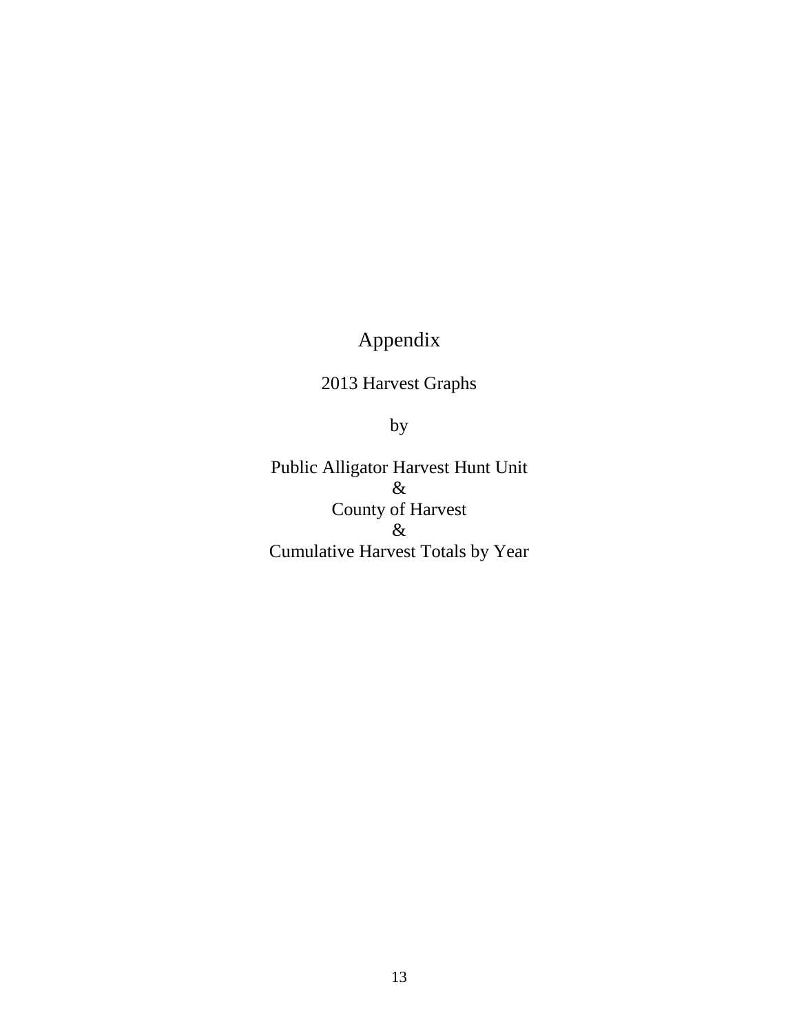# Appendix

2013 Harvest Graphs

by

Public Alligator Harvest Hunt Unit
&
County of Harvest
&
Cumulative Harvest Totals by Year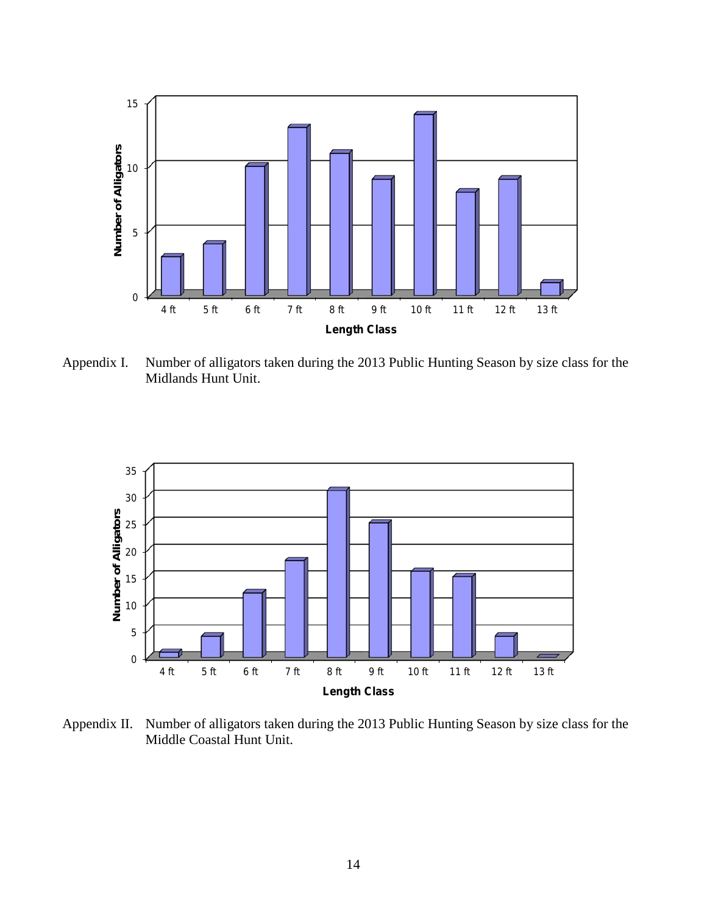Appendix I. Number of alligators taken during the 2013 Public Hunting Season by size class for the Midlands Hunt Unit.

Appendix II. Number of alligators taken during the 2013 Public Hunting Season by size class for the Middle Coastal Hunt Unit.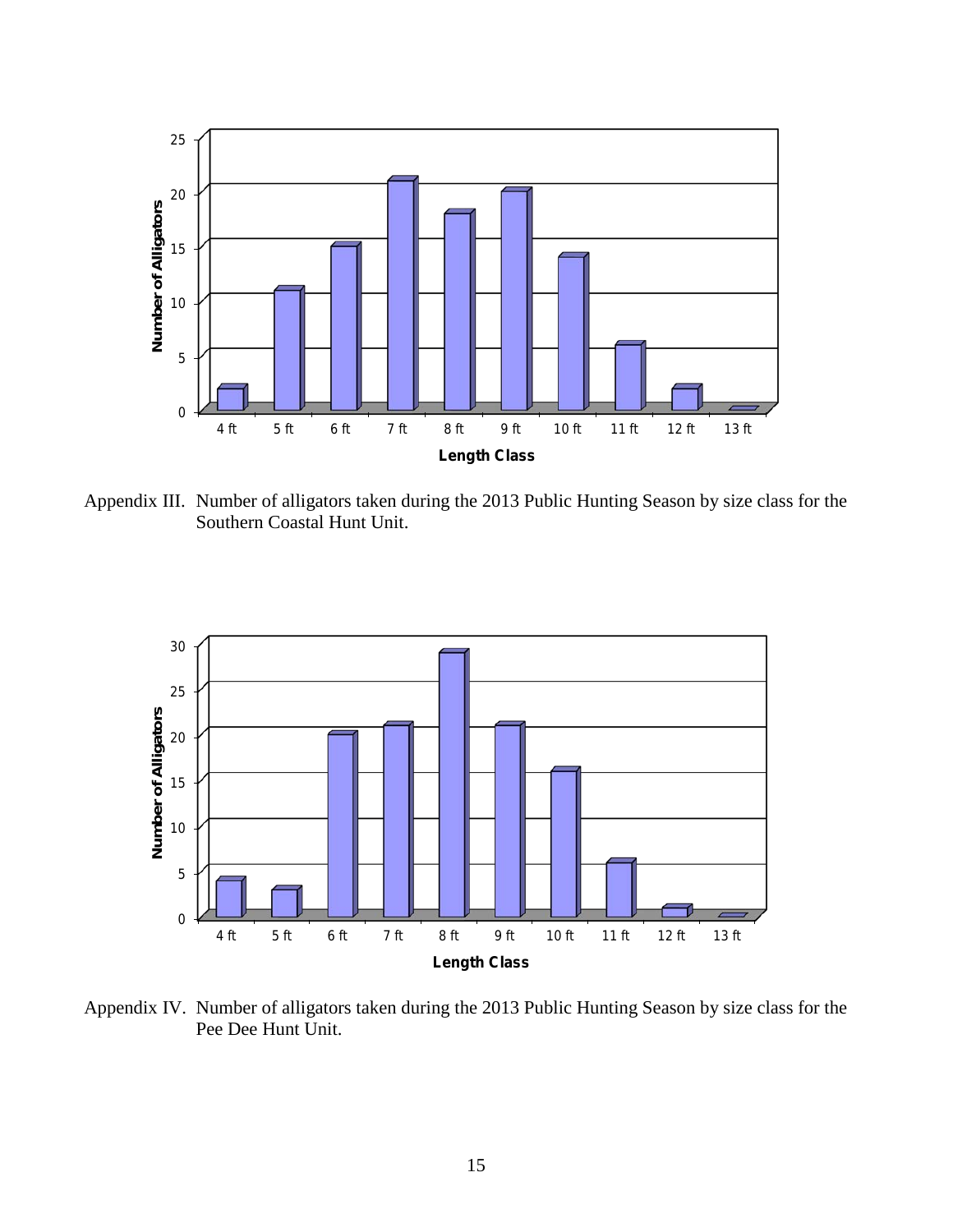Appendix III. Number of alligators taken during the 2013 Public Hunting Season by size class for the Southern Coastal Hunt Unit.

Appendix IV. Number of alligators taken during the 2013 Public Hunting Season by size class for the Pee Dee Hunt Unit.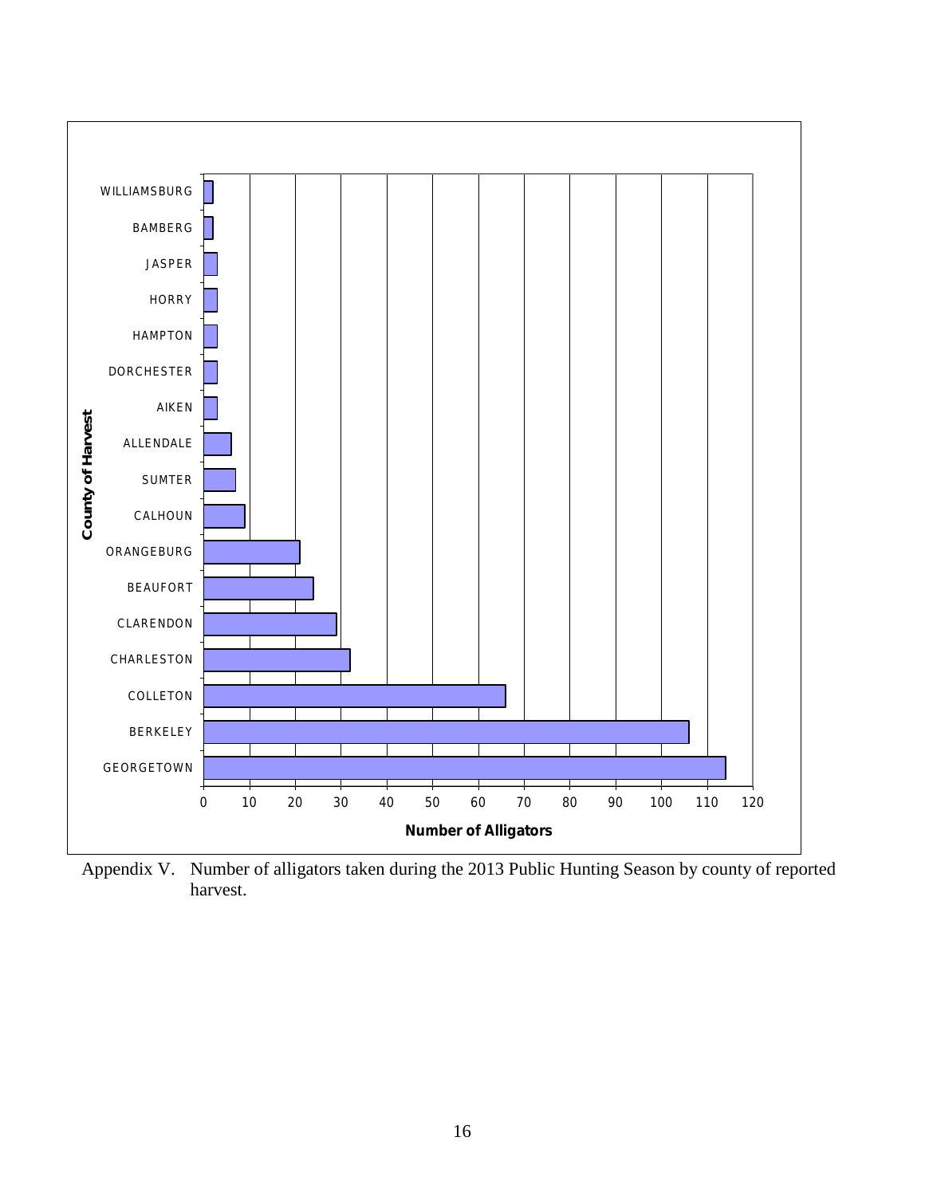Appendix V. Number of alligators taken during the 2013 Public Hunting Season by county of reported harvest.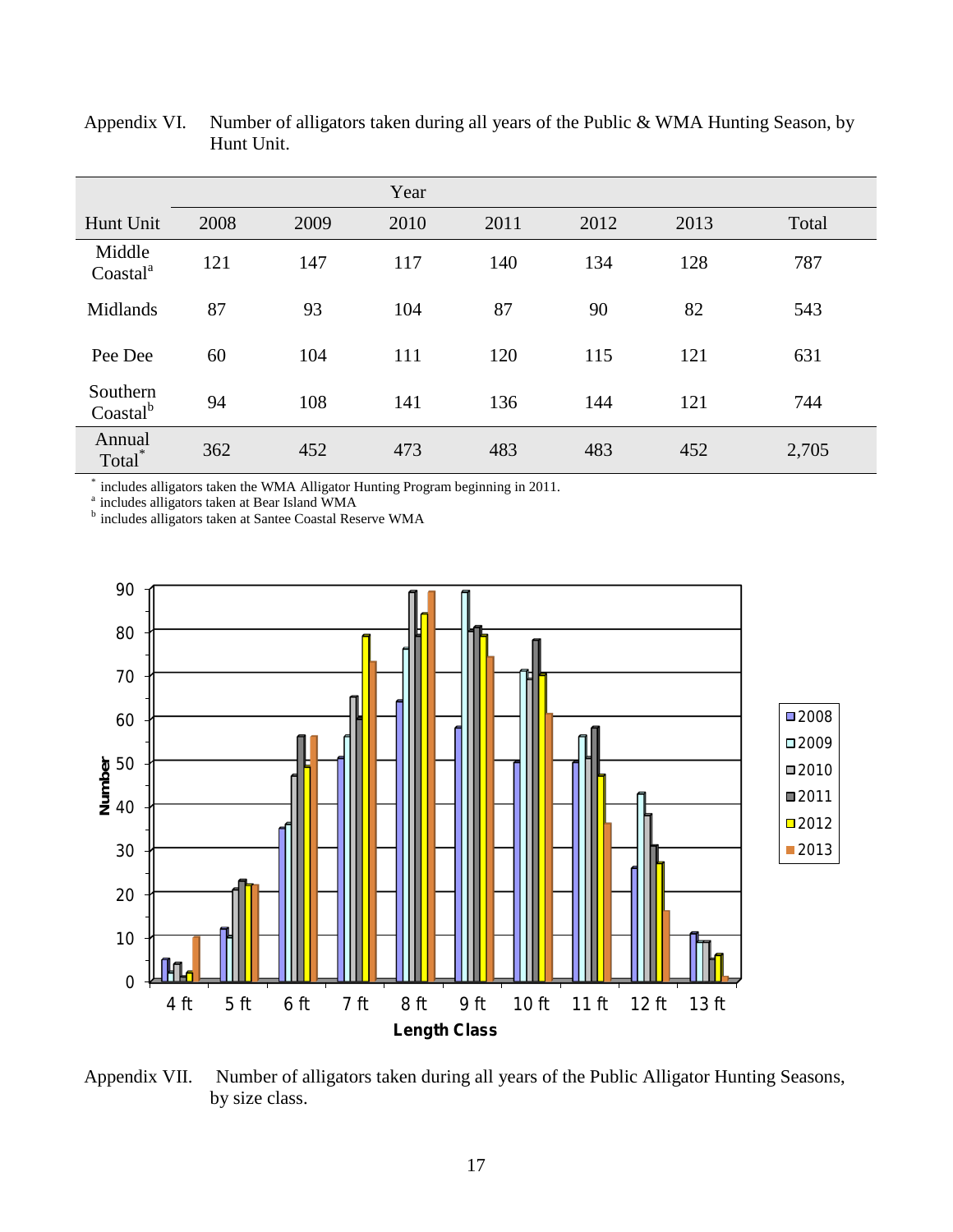Appendix VI. Number of alligators taken during all years of the Public & WMA Hunting Season, by Hunt Unit.

| | Year | | | | | | |
|---|---|---|---|---|---|---|---|
| Hunt Unit | 2008 | 2009 | 2010 | 2011 | 2012 | 2013 | Total |
| Middle Coastal[a] | 121 | 147 | 117 | 140 | 134 | 128 | 787 |
| Midlands | 87 | 93 | 104 | 87 | 90 | 82 | 543 |
| Pee Dee | 60 | 104 | 111 | 120 | 115 | 121 | 631 |
| Southern Coastal[b] | 94 | 108 | 141 | 136 | 144 | 121 | 744 |
| Annual Total[*] | 362 | 452 | 473 | 483 | 483 | 452 | 2,705 |

[*] includes alligators taken the WMA Alligator Hunting Program beginning in 2011.
[a] includes alligators taken at Bear Island WMA
[b] includes alligators taken at Santee Coastal Reserve WMA

Number

90
80
70
60
50
40
30
20
10
0

4 ft 5 ft 6 ft 7 ft 8 ft 9 ft 10 ft 11 ft 12 ft 13 ft

Length Class

2008
2009
2010
2011
2012
2013

Appendix VII. Number of alligators taken during all years of the Public Alligator Hunting Seasons, by size class.